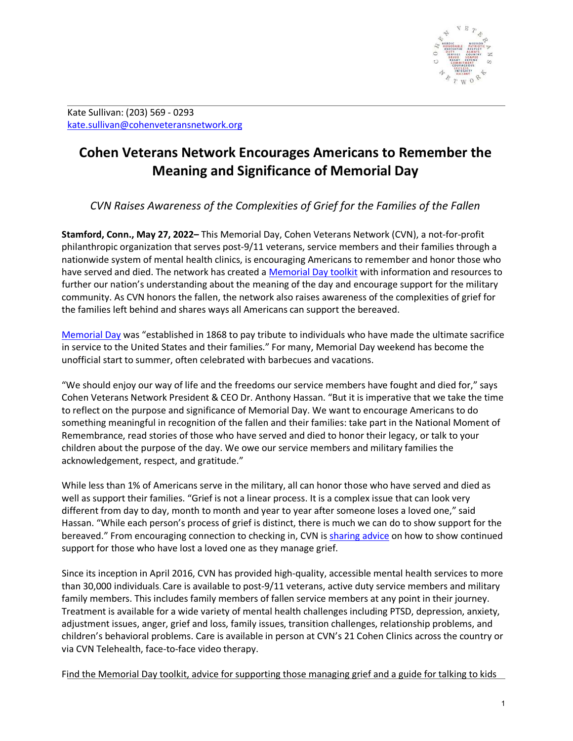Kate Sullivan: (203) 569 - 0293
kate.sullivan@cohenveteransnetwork.org

# Cohen Veterans Network Encourages Americans to Remember the Meaning and Significance of Memorial Day

*CVN Raises Awareness of the Complexities of Grief for the Families of the Fallen*

**Stamford, Conn., May 27, 2022–** This Memorial Day, Cohen Veterans Network (CVN), a not-for-profit philanthropic organization that serves post-9/11 veterans, service members and their families through a nationwide system of mental health clinics, is encouraging Americans to remember and honor those who have served and died. The network has created a Memorial Day toolkit with information and resources to further our nation's understanding about the meaning of the day and encourage support for the military community. As CVN honors the fallen, the network also raises awareness of the complexities of grief for the families left behind and shares ways all Americans can support the bereaved.

Memorial Day was "established in 1868 to pay tribute to individuals who have made the ultimate sacrifice in service to the United States and their families." For many, Memorial Day weekend has become the unofficial start to summer, often celebrated with barbecues and vacations.

"We should enjoy our way of life and the freedoms our service members have fought and died for," says Cohen Veterans Network President & CEO Dr. Anthony Hassan. "But it is imperative that we take the time to reflect on the purpose and significance of Memorial Day. We want to encourage Americans to do something meaningful in recognition of the fallen and their families: take part in the National Moment of Remembrance, read stories of those who have served and died to honor their legacy, or talk to your children about the purpose of the day. We owe our service members and military families the acknowledgement, respect, and gratitude."

While less than 1% of Americans serve in the military, all can honor those who have served and died as well as support their families. "Grief is not a linear process. It is a complex issue that can look very different from day to day, month to month and year to year after someone loses a loved one," said Hassan. "While each person's process of grief is distinct, there is much we can do to show support for the bereaved." From encouraging connection to checking in, CVN is sharing advice on how to show continued support for those who have lost a loved one as they manage grief.

Since its inception in April 2016, CVN has provided high-quality, accessible mental health services to more than 30,000 individuals. Care is available to post-9/11 veterans, active duty service members and military family members. This includes family members of fallen service members at any point in their journey. Treatment is available for a wide variety of mental health challenges including PTSD, depression, anxiety, adjustment issues, anger, grief and loss, family issues, transition challenges, relationship problems, and children's behavioral problems. Care is available in person at CVN's 21 Cohen Clinics across the country or via CVN Telehealth, face-to-face video therapy.

Find the Memorial Day toolkit, advice for supporting those managing grief and a guide for talking to kids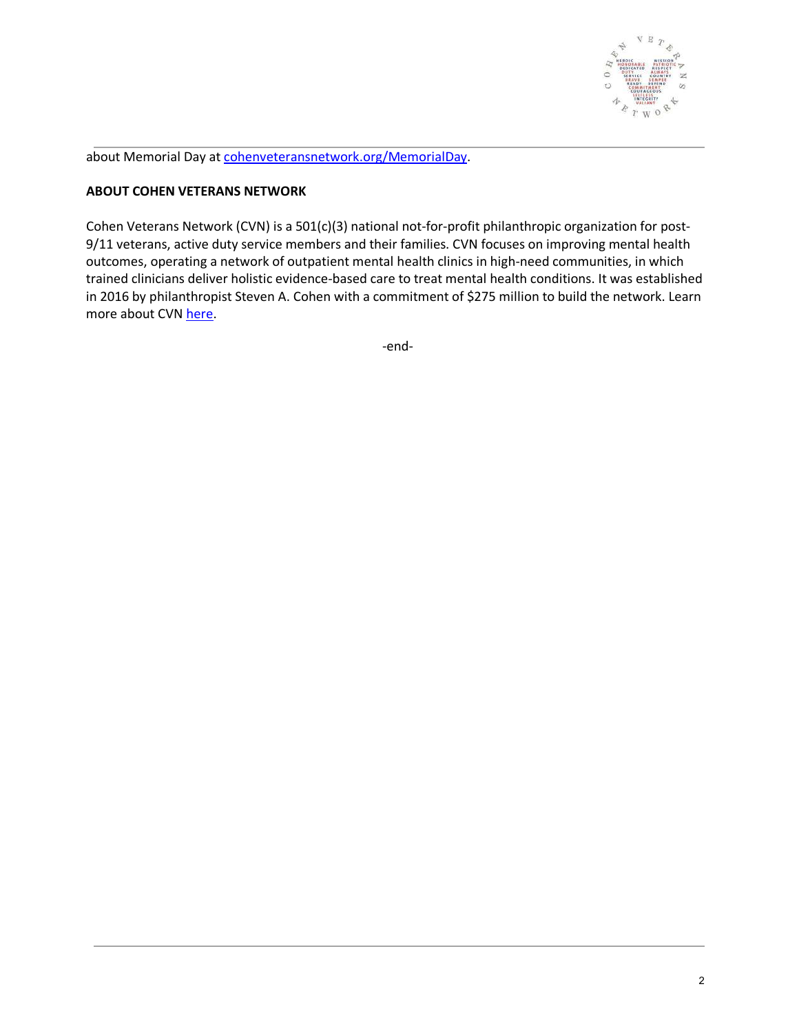about Memorial Day at [cohenveteransnetwork.org/MemorialDay](cohenveteransnetwork.org/MemorialDay).

**ABOUT COHEN VETERANS NETWORK**

Cohen Veterans Network (CVN) is a 501(c)(3) national not-for-profit philanthropic organization for post-9/11 veterans, active duty service members and their families. CVN focuses on improving mental health outcomes, operating a network of outpatient mental health clinics in high-need communities, in which trained clinicians deliver holistic evidence-based care to treat mental health conditions. It was established in 2016 by philanthropist Steven A. Cohen with a commitment of $275 million to build the network. Learn more about CVN here.

-end-